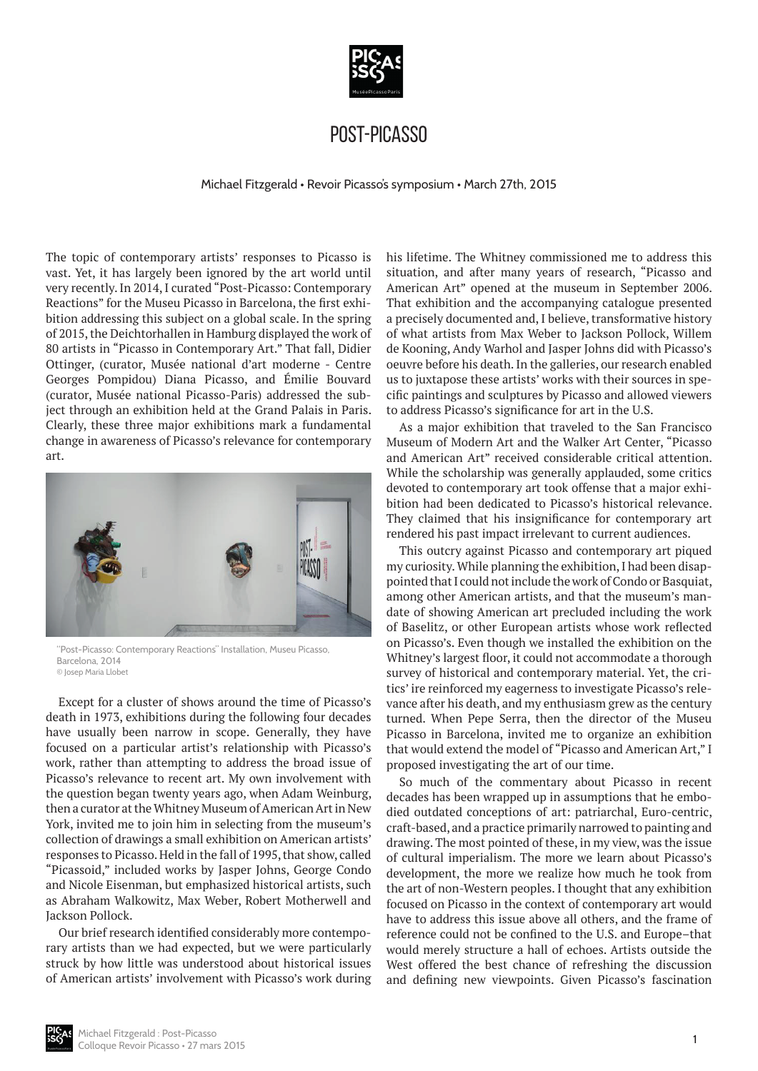# POST-PICASSO

Michael Fitzgerald • Revoir Picasso's symposium • March 27th, 2015

The topic of contemporary artists' responses to Picasso is vast. Yet, it has largely been ignored by the art world until very recently. In 2014, I curated "Post-Picasso: Contemporary Reactions" for the Museu Picasso in Barcelona, the first exhibition addressing this subject on a global scale. In the spring of 2015, the Deichtorhallen in Hamburg displayed the work of 80 artists in "Picasso in Contemporary Art." That fall, Didier Ottinger, (curator, Musée national d'art moderne - Centre Georges Pompidou) Diana Picasso, and Émilie Bouvard (curator, Musée national Picasso-Paris) addressed the subject through an exhibition held at the Grand Palais in Paris. Clearly, these three major exhibitions mark a fundamental change in awareness of Picasso's relevance for contemporary art.

"Post-Picasso: Contemporary Reactions" Installation, Museu Picasso, Barcelona, 2014
© Josep Maria Llobet

Except for a cluster of shows around the time of Picasso's death in 1973, exhibitions during the following four decades have usually been narrow in scope. Generally, they have focused on a particular artist's relationship with Picasso's work, rather than attempting to address the broad issue of Picasso's relevance to recent art. My own involvement with the question began twenty years ago, when Adam Weinburg, then a curator at the Whitney Museum of American Art in New York, invited me to join him in selecting from the museum's collection of drawings a small exhibition on American artists' responses to Picasso. Held in the fall of 1995, that show, called "Picassoid," included works by Jasper Johns, George Condo and Nicole Eisenman, but emphasized historical artists, such as Abraham Walkowitz, Max Weber, Robert Motherwell and Jackson Pollock.

Our brief research identified considerably more contemporary artists than we had expected, but we were particularly struck by how little was understood about historical issues of American artists' involvement with Picasso's work during his lifetime. The Whitney commissioned me to address this situation, and after many years of research, "Picasso and American Art" opened at the museum in September 2006. That exhibition and the accompanying catalogue presented a precisely documented and, I believe, transformative history of what artists from Max Weber to Jackson Pollock, Willem de Kooning, Andy Warhol and Jasper Johns did with Picasso's oeuvre before his death. In the galleries, our research enabled us to juxtapose these artists' works with their sources in specific paintings and sculptures by Picasso and allowed viewers to address Picasso's significance for art in the U.S.

As a major exhibition that traveled to the San Francisco Museum of Modern Art and the Walker Art Center, "Picasso and American Art" received considerable critical attention. While the scholarship was generally applauded, some critics devoted to contemporary art took offense that a major exhibition had been dedicated to Picasso's historical relevance. They claimed that his insignificance for contemporary art rendered his past impact irrelevant to current audiences.

This outcry against Picasso and contemporary art piqued my curiosity. While planning the exhibition, I had been disappointed that I could not include the work of Condo or Basquiat, among other American artists, and that the museum's mandate of showing American art precluded including the work of Baselitz, or other European artists whose work reflected on Picasso's. Even though we installed the exhibition on the Whitney's largest floor, it could not accommodate a thorough survey of historical and contemporary material. Yet, the critics' ire reinforced my eagerness to investigate Picasso's relevance after his death, and my enthusiasm grew as the century turned. When Pepe Serra, then the director of the Museu Picasso in Barcelona, invited me to organize an exhibition that would extend the model of "Picasso and American Art," I proposed investigating the art of our time.

So much of the commentary about Picasso in recent decades has been wrapped up in assumptions that he embodied outdated conceptions of art: patriarchal, Euro-centric, craft-based, and a practice primarily narrowed to painting and drawing. The most pointed of these, in my view, was the issue of cultural imperialism. The more we learn about Picasso's development, the more we realize how much he took from the art of non-Western peoples. I thought that any exhibition focused on Picasso in the context of contemporary art would have to address this issue above all others, and the frame of reference could not be confined to the U.S. and Europe–that would merely structure a hall of echoes. Artists outside the West offered the best chance of refreshing the discussion and defining new viewpoints. Given Picasso's fascination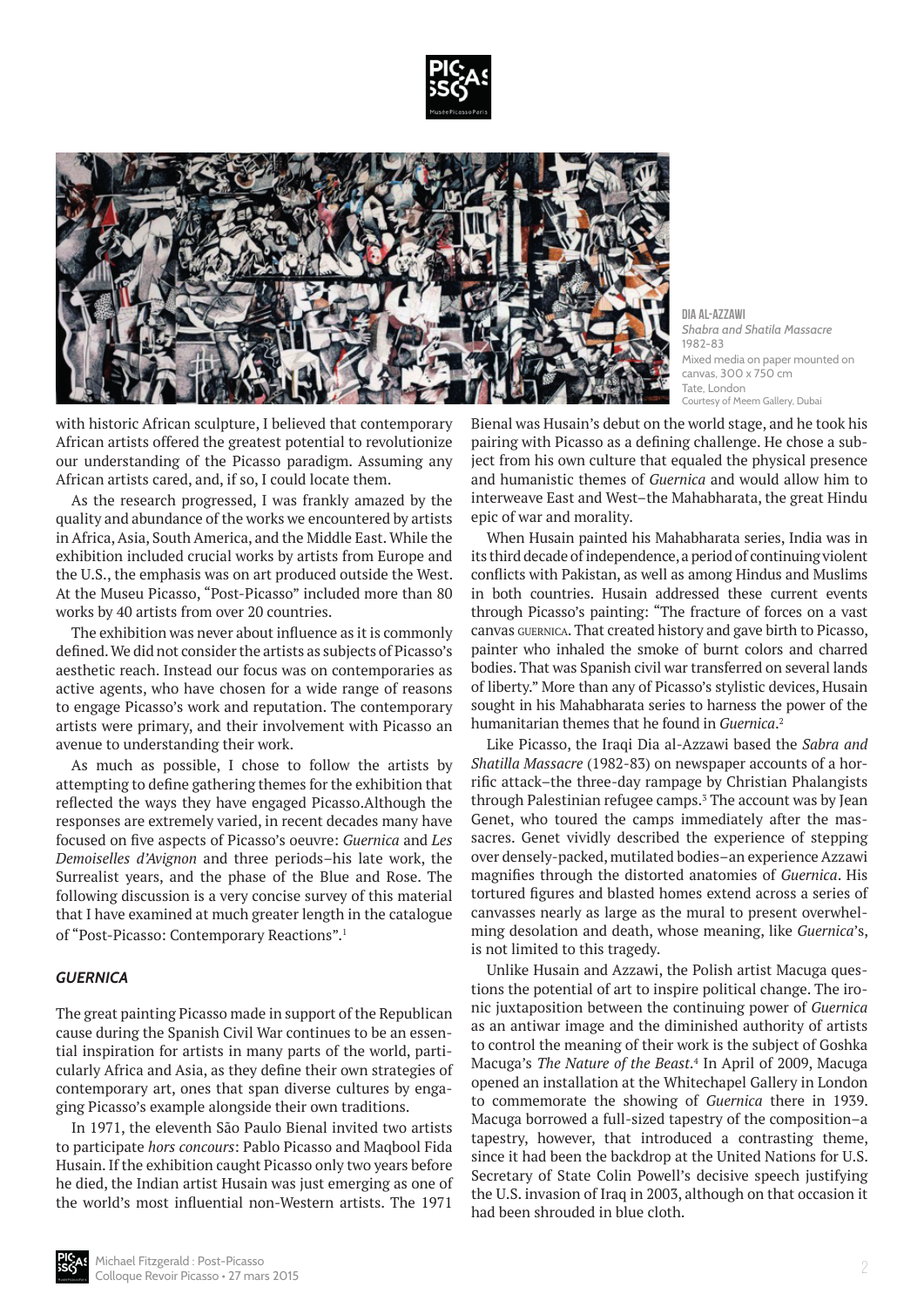DIA AL-AZZAWI
*Shabra and Shatila Massacre*
1982-83
Mixed media on paper mounted on canvas, 300 x 750 cm
Tate, London
Courtesy of Meem Gallery, Dubai

with historic African sculpture, I believed that contemporary African artists offered the greatest potential to revolutionize our understanding of the Picasso paradigm. Assuming any African artists cared, and, if so, I could locate them.

As the research progressed, I was frankly amazed by the quality and abundance of the works we encountered by artists in Africa, Asia, South America, and the Middle East. While the exhibition included crucial works by artists from Europe and the U.S., the emphasis was on art produced outside the West. At the Museu Picasso, "Post-Picasso" included more than 80 works by 40 artists from over 20 countries.

The exhibition was never about influence as it is commonly defined. We did not consider the artists as subjects of Picasso's aesthetic reach. Instead our focus was on contemporaries as active agents, who have chosen for a wide range of reasons to engage Picasso's work and reputation. The contemporary artists were primary, and their involvement with Picasso an avenue to understanding their work.

As much as possible, I chose to follow the artists by attempting to define gathering themes for the exhibition that reflected the ways they have engaged Picasso.Although the responses are extremely varied, in recent decades many have focused on five aspects of Picasso's oeuvre: *Guernica* and *Les Demoiselles d'Avignon* and three periods–his late work, the Surrealist years, and the phase of the Blue and Rose. The following discussion is a very concise survey of this material that I have examined at much greater length in the catalogue of "Post-Picasso: Contemporary Reactions".[1]

### *GUERNICA*

The great painting Picasso made in support of the Republican cause during the Spanish Civil War continues to be an essential inspiration for artists in many parts of the world, particularly Africa and Asia, as they define their own strategies of contemporary art, ones that span diverse cultures by engaging Picasso's example alongside their own traditions.

In 1971, the eleventh São Paulo Bienal invited two artists to participate *hors concours*: Pablo Picasso and Maqbool Fida Husain. If the exhibition caught Picasso only two years before he died, the Indian artist Husain was just emerging as one of the world's most influential non-Western artists. The 1971 Bienal was Husain's debut on the world stage, and he took his pairing with Picasso as a defining challenge. He chose a subject from his own culture that equaled the physical presence and humanistic themes of *Guernica* and would allow him to interweave East and West–the Mahabharata, the great Hindu epic of war and morality.

When Husain painted his Mahabharata series, India was in its third decade of independence, a period of continuing violent conflicts with Pakistan, as well as among Hindus and Muslims in both countries. Husain addressed these current events through Picasso's painting: "The fracture of forces on a vast canvas GUERNICA. That created history and gave birth to Picasso, painter who inhaled the smoke of burnt colors and charred bodies. That was Spanish civil war transferred on several lands of liberty." More than any of Picasso's stylistic devices, Husain sought in his Mahabharata series to harness the power of the humanitarian themes that he found in *Guernica*.[2]

Like Picasso, the Iraqi Dia al-Azzawi based the *Sabra and Shatilla Massacre* (1982-83) on newspaper accounts of a horrific attack–the three-day rampage by Christian Phalangists through Palestinian refugee camps.[3] The account was by Jean Genet, who toured the camps immediately after the massacres. Genet vividly described the experience of stepping over densely-packed, mutilated bodies–an experience Azzawi magnifies through the distorted anatomies of *Guernica*. His tortured figures and blasted homes extend across a series of canvasses nearly as large as the mural to present overwhelming desolation and death, whose meaning, like *Guernica*'s, is not limited to this tragedy.

Unlike Husain and Azzawi, the Polish artist Macuga questions the potential of art to inspire political change. The ironic juxtaposition between the continuing power of *Guernica* as an antiwar image and the diminished authority of artists to control the meaning of their work is the subject of Goshka Macuga's *The Nature of the Beast*.[4] In April of 2009, Macuga opened an installation at the Whitechapel Gallery in London to commemorate the showing of *Guernica* there in 1939. Macuga borrowed a full-sized tapestry of the composition–a tapestry, however, that introduced a contrasting theme, since it had been the backdrop at the United Nations for U.S. Secretary of State Colin Powell's decisive speech justifying the U.S. invasion of Iraq in 2003, although on that occasion it had been shrouded in blue cloth.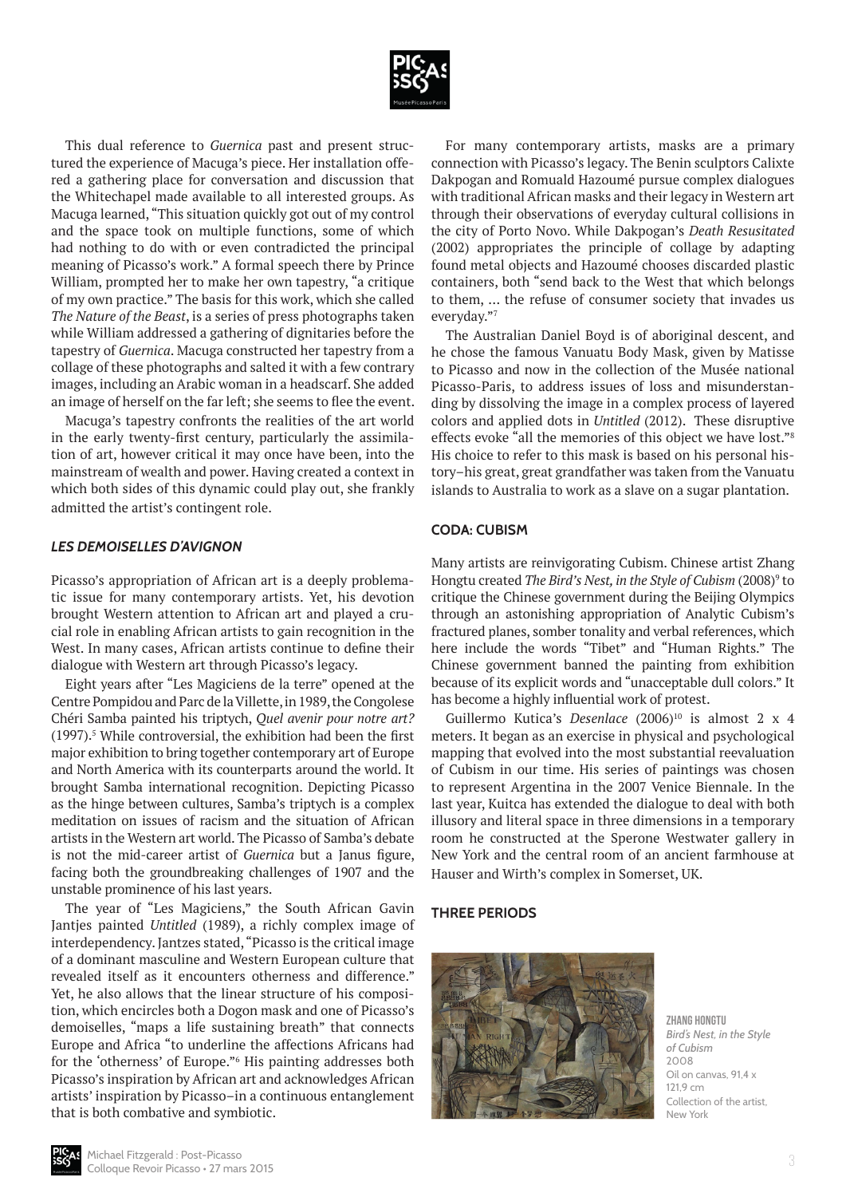This dual reference to *Guernica* past and present structured the experience of Macuga's piece. Her installation offered a gathering place for conversation and discussion that the Whitechapel made available to all interested groups. As Macuga learned, "This situation quickly got out of my control and the space took on multiple functions, some of which had nothing to do with or even contradicted the principal meaning of Picasso's work." A formal speech there by Prince William, prompted her to make her own tapestry, "a critique of my own practice." The basis for this work, which she called *The Nature of the Beast*, is a series of press photographs taken while William addressed a gathering of dignitaries before the tapestry of *Guernica*. Macuga constructed her tapestry from a collage of these photographs and salted it with a few contrary images, including an Arabic woman in a headscarf. She added an image of herself on the far left; she seems to flee the event.

Macuga's tapestry confronts the realities of the art world in the early twenty-first century, particularly the assimilation of art, however critical it may once have been, into the mainstream of wealth and power. Having created a context in which both sides of this dynamic could play out, she frankly admitted the artist's contingent role.

### *LES DEMOISELLES D'AVIGNON*

Picasso's appropriation of African art is a deeply problematic issue for many contemporary artists. Yet, his devotion brought Western attention to African art and played a crucial role in enabling African artists to gain recognition in the West. In many cases, African artists continue to define their dialogue with Western art through Picasso's legacy.

Eight years after "Les Magiciens de la terre" opened at the Centre Pompidou and Parc de la Villette, in 1989, the Congolese Chéri Samba painted his triptych, *Quel avenir pour notre art?* (1997).[5] While controversial, the exhibition had been the first major exhibition to bring together contemporary art of Europe and North America with its counterparts around the world. It brought Samba international recognition. Depicting Picasso as the hinge between cultures, Samba's triptych is a complex meditation on issues of racism and the situation of African artists in the Western art world. The Picasso of Samba's debate is not the mid-career artist of *Guernica* but a Janus figure, facing both the groundbreaking challenges of 1907 and the unstable prominence of his last years.

The year of "Les Magiciens," the South African Gavin Jantjes painted *Untitled* (1989), a richly complex image of interdependency. Jantzes stated, "Picasso is the critical image of a dominant masculine and Western European culture that revealed itself as it encounters otherness and difference." Yet, he also allows that the linear structure of his composition, which encircles both a Dogon mask and one of Picasso's demoiselles, "maps a life sustaining breath" that connects Europe and Africa "to underline the affections Africans had for the 'otherness' of Europe."[6] His painting addresses both Picasso's inspiration by African art and acknowledges African artists' inspiration by Picasso–in a continuous entanglement that is both combative and symbiotic.

For many contemporary artists, masks are a primary connection with Picasso's legacy. The Benin sculptors Calixte Dakpogan and Romuald Hazoumé pursue complex dialogues with traditional African masks and their legacy in Western art through their observations of everyday cultural collisions in the city of Porto Novo. While Dakpogan's *Death Resusitated* (2002) appropriates the principle of collage by adapting found metal objects and Hazoumé chooses discarded plastic containers, both "send back to the West that which belongs to them, … the refuse of consumer society that invades us everyday."[7]

The Australian Daniel Boyd is of aboriginal descent, and he chose the famous Vanuatu Body Mask, given by Matisse to Picasso and now in the collection of the Musée national Picasso-Paris, to address issues of loss and misunderstanding by dissolving the image in a complex process of layered colors and applied dots in *Untitled* (2012). These disruptive effects evoke "all the memories of this object we have lost."[8] His choice to refer to this mask is based on his personal history–his great, great grandfather was taken from the Vanuatu islands to Australia to work as a slave on a sugar plantation.

### CODA: CUBISM

Many artists are reinvigorating Cubism. Chinese artist Zhang Hongtu created *The Bird's Nest, in the Style of Cubism* (2008)[9] to critique the Chinese government during the Beijing Olympics through an astonishing appropriation of Analytic Cubism's fractured planes, somber tonality and verbal references, which here include the words "Tibet" and "Human Rights." The Chinese government banned the painting from exhibition because of its explicit words and "unacceptable dull colors." It has become a highly influential work of protest.

Guillermo Kutica's *Desenlace* (2006)[10] is almost 2 x 4 meters. It began as an exercise in physical and psychological mapping that evolved into the most substantial reevaluation of Cubism in our time. His series of paintings was chosen to represent Argentina in the 2007 Venice Biennale. In the last year, Kuitca has extended the dialogue to deal with both illusory and literal space in three dimensions in a temporary room he constructed at the Sperone Westwater gallery in New York and the central room of an ancient farmhouse at Hauser and Wirth's complex in Somerset, UK.

### THREE PERIODS

**ZHANG HONGTU**
*Bird's Nest, in the Style of Cubism*
2008
Oil on canvas, 91,4 x 121,9 cm
Collection of the artist, New York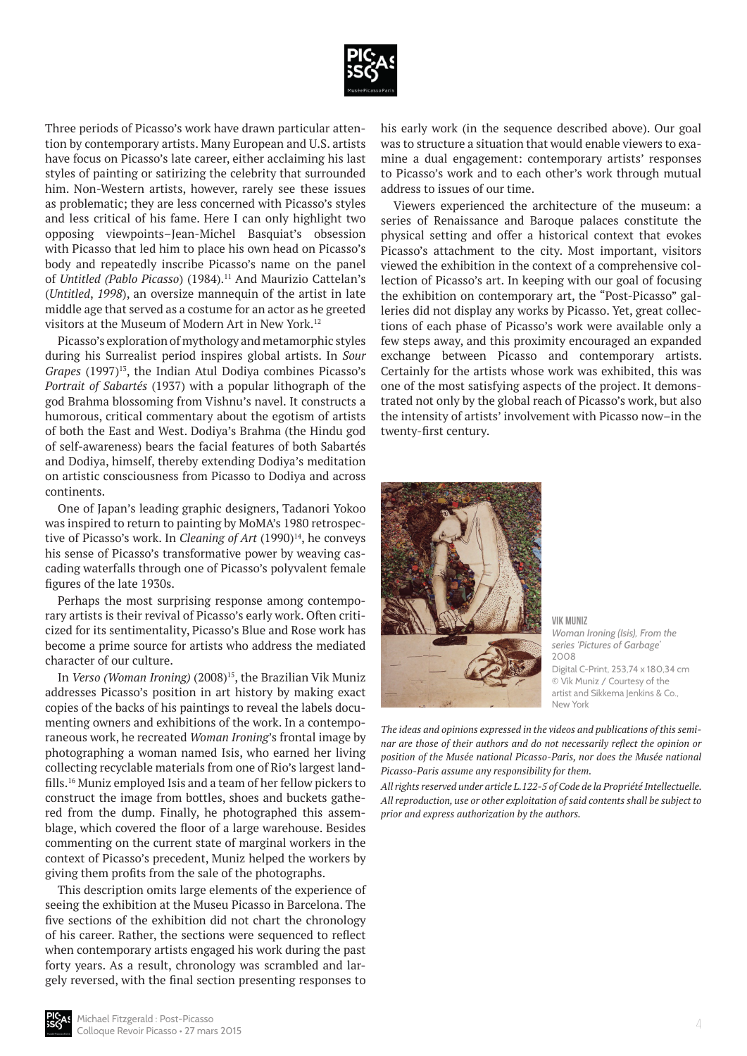Three periods of Picasso's work have drawn particular attention by contemporary artists. Many European and U.S. artists have focus on Picasso's late career, either acclaiming his last styles of painting or satirizing the celebrity that surrounded him. Non-Western artists, however, rarely see these issues as problematic; they are less concerned with Picasso's styles and less critical of his fame. Here I can only highlight two opposing viewpoints–Jean-Michel Basquiat's obsession with Picasso that led him to place his own head on Picasso's body and repeatedly inscribe Picasso's name on the panel of *Untitled (Pablo Picasso*) (1984).[11] And Maurizio Cattelan's (*Untitled*, *1998*), an oversize mannequin of the artist in late middle age that served as a costume for an actor as he greeted visitors at the Museum of Modern Art in New York.[12]

Picasso's exploration of mythology and metamorphic styles during his Surrealist period inspires global artists. In *Sour Grapes* (1997)[13], the Indian Atul Dodiya combines Picasso's *Portrait of Sabartés* (1937) with a popular lithograph of the god Brahma blossoming from Vishnu's navel. It constructs a humorous, critical commentary about the egotism of artists of both the East and West. Dodiya's Brahma (the Hindu god of self-awareness) bears the facial features of both Sabartés and Dodiya, himself, thereby extending Dodiya's meditation on artistic consciousness from Picasso to Dodiya and across continents.

One of Japan's leading graphic designers, Tadanori Yokoo was inspired to return to painting by MoMA's 1980 retrospective of Picasso's work. In *Cleaning of Art* (1990)[14], he conveys his sense of Picasso's transformative power by weaving cascading waterfalls through one of Picasso's polyvalent female figures of the late 1930s.

Perhaps the most surprising response among contemporary artists is their revival of Picasso's early work. Often criticized for its sentimentality, Picasso's Blue and Rose work has become a prime source for artists who address the mediated character of our culture.

In *Verso (Woman Ironing)* (2008)[15], the Brazilian Vik Muniz addresses Picasso's position in art history by making exact copies of the backs of his paintings to reveal the labels documenting owners and exhibitions of the work. In a contemporaneous work, he recreated *Woman Ironing*'s frontal image by photographing a woman named Isis, who earned her living collecting recyclable materials from one of Rio's largest landfills.[16] Muniz employed Isis and a team of her fellow pickers to construct the image from bottles, shoes and buckets gathered from the dump. Finally, he photographed this assemblage, which covered the floor of a large warehouse. Besides commenting on the current state of marginal workers in the context of Picasso's precedent, Muniz helped the workers by giving them profits from the sale of the photographs.

This description omits large elements of the experience of seeing the exhibition at the Museu Picasso in Barcelona. The five sections of the exhibition did not chart the chronology of his career. Rather, the sections were sequenced to reflect when contemporary artists engaged his work during the past forty years. As a result, chronology was scrambled and largely reversed, with the final section presenting responses to his early work (in the sequence described above). Our goal was to structure a situation that would enable viewers to examine a dual engagement: contemporary artists' responses to Picasso's work and to each other's work through mutual address to issues of our time.

Viewers experienced the architecture of the museum: a series of Renaissance and Baroque palaces constitute the physical setting and offer a historical context that evokes Picasso's attachment to the city. Most important, visitors viewed the exhibition in the context of a comprehensive collection of Picasso's art. In keeping with our goal of focusing the exhibition on contemporary art, the "Post-Picasso" galleries did not display any works by Picasso. Yet, great collections of each phase of Picasso's work were available only a few steps away, and this proximity encouraged an expanded exchange between Picasso and contemporary artists. Certainly for the artists whose work was exhibited, this was one of the most satisfying aspects of the project. It demonstrated not only by the global reach of Picasso's work, but also the intensity of artists' involvement with Picasso now–in the twenty-first century.

**VIK MUNIZ**
*Woman Ironing (Isis), From the series 'Pictures of Garbage'*
2008
Digital C-Print, 253,74 x 180,34 cm
© Vik Muniz / Courtesy of the artist and Sikkema Jenkins & Co., New York

*The ideas and opinions expressed in the videos and publications of this seminar are those of their authors and do not necessarily reflect the opinion or position of the Musée national Picasso-Paris, nor does the Musée national Picasso-Paris assume any responsibility for them.*

*All rights reserved under article L.122-5 of Code de la Propriété Intellectuelle. All reproduction, use or other exploitation of said contents shall be subject to prior and express authorization by the authors.*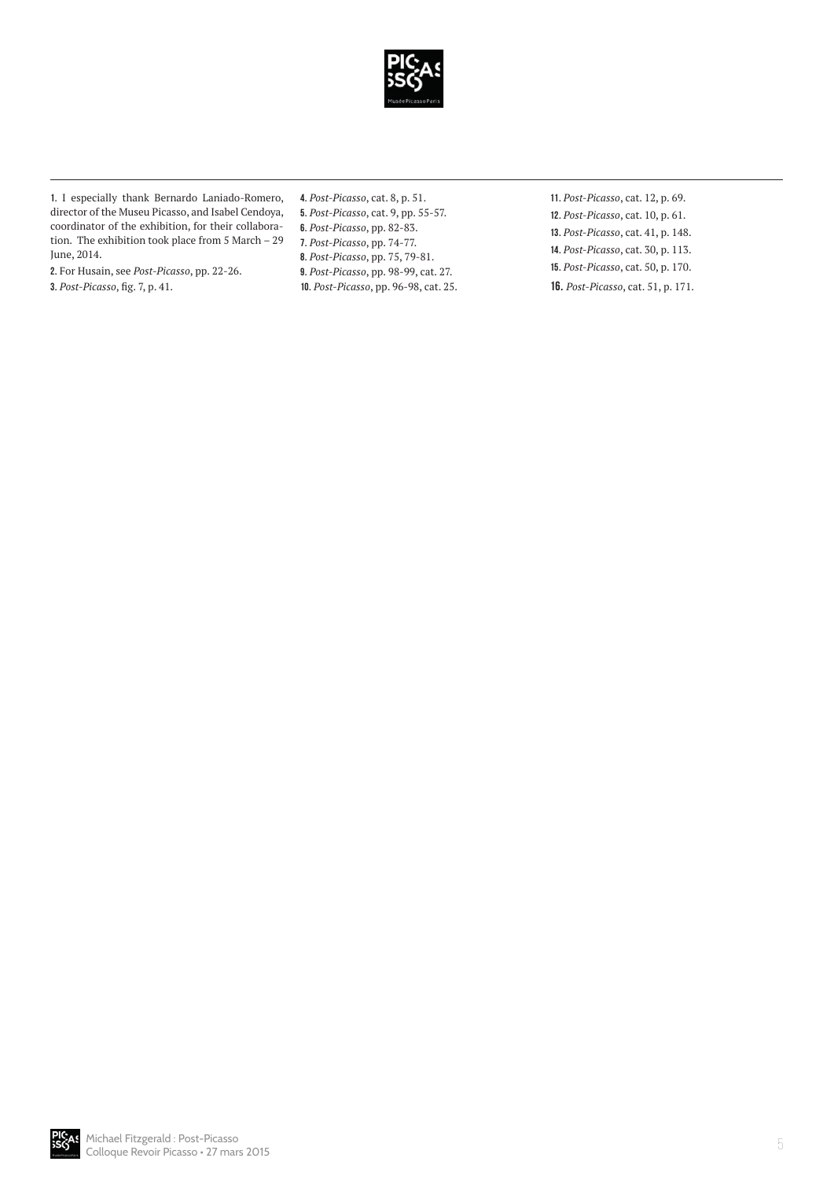1. I especially thank Bernardo Laniado-Romero, director of the Museu Picasso, and Isabel Cendoya, coordinator of the exhibition, for their collaboration. The exhibition took place from 5 March – 29 June, 2014.

2. For Husain, see *Post-Picasso*, pp. 22-26.

3. *Post-Picasso*, fig. 7, p. 41.

4. *Post-Picasso*, cat. 8, p. 51.

5. *Post-Picasso*, cat. 9, pp. 55-57.

6. *Post-Picasso*, pp. 82-83.

7. *Post-Picasso*, pp. 74-77.

8. *Post-Picasso*, pp. 75, 79-81.

9. *Post-Picasso*, pp. 98-99, cat. 27.

10. *Post-Picasso*, pp. 96-98, cat. 25.

11. *Post-Picasso*, cat. 12, p. 69.

12. *Post-Picasso*, cat. 10, p. 61.

13. *Post-Picasso*, cat. 41, p. 148.

14. *Post-Picasso*, cat. 30, p. 113.

15. *Post-Picasso*, cat. 50, p. 170.

16. *Post-Picasso*, cat. 51, p. 171.